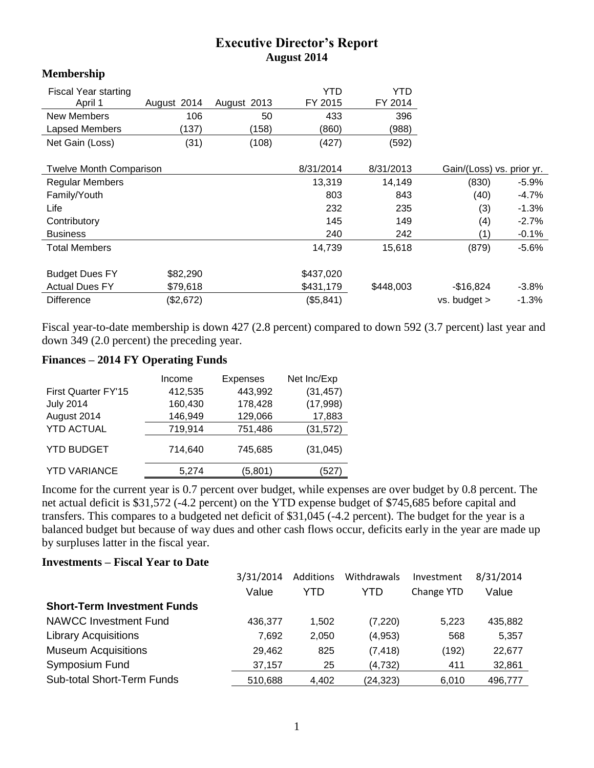# Executive Director's Report
## August 2014

### Membership

| Fiscal Year starting April 1 | August 2014 | August 2013 | YTD FY 2015 | YTD FY 2014 | | |
|---|---|---|---|---|---|---|
| New Members | 106 | 50 | 433 | 396 | | |
| Lapsed Members | (137) | (158) | (860) | (988) | | |
| Net Gain (Loss) | (31) | (108) | (427) | (592) | | |
| | | | | | | |
| Twelve Month Comparison | | | 8/31/2014 | 8/31/2013 | Gain/(Loss) vs. prior yr. | |
| Regular Members | | | 13,319 | 14,149 | (830) | -5.9% |
| Family/Youth | | | 803 | 843 | (40) | -4.7% |
| Life | | | 232 | 235 | (3) | -1.3% |
| Contributory | | | 145 | 149 | (4) | -2.7% |
| Business | | | 240 | 242 | (1) | -0.1% |
| Total Members | | | 14,739 | 15,618 | (879) | -5.6% |
| | | | | | | |
| Budget Dues FY | $82,290 | | $437,020 | | | |
| Actual Dues FY | $79,618 | | $431,179 | $448,003 | -$16,824 | -3.8% |
| Difference | ($2,672) | | ($5,841) | | vs. budget > | -1.3% |

Fiscal year-to-date membership is down 427 (2.8 percent) compared to down 592 (3.7 percent) last year and down 349 (2.0 percent) the preceding year.

### Finances – 2014 FY Operating Funds

| | Income | Expenses | Net Inc/Exp |
|---|---|---|---|
| First Quarter FY'15 | 412,535 | 443,992 | (31,457) |
| July 2014 | 160,430 | 178,428 | (17,998) |
| August 2014 | 146,949 | 129,066 | 17,883 |
| YTD ACTUAL | 719,914 | 751,486 | (31,572) |
| YTD BUDGET | 714,640 | 745,685 | (31,045) |
| YTD VARIANCE | 5,274 | (5,801) | (527) |

Income for the current year is 0.7 percent over budget, while expenses are over budget by 0.8 percent. The net actual deficit is $31,572 (-4.2 percent) on the YTD expense budget of $745,685 before capital and transfers. This compares to a budgeted net deficit of $31,045 (-4.2 percent). The budget for the year is a balanced budget but because of way dues and other cash flows occur, deficits early in the year are made up by surpluses latter in the fiscal year.

### Investments – Fiscal Year to Date

| | 3/31/2014 Value | Additions YTD | Withdrawals YTD | Investment Change YTD | 8/31/2014 Value |
|---|---|---|---|---|---|
| **Short-Term Investment Funds** | | | | | |
| NAWCC Investment Fund | 436,377 | 1,502 | (7,220) | 5,223 | 435,882 |
| Library Acquisitions | 7,692 | 2,050 | (4,953) | 568 | 5,357 |
| Museum Acquisitions | 29,462 | 825 | (7,418) | (192) | 22,677 |
| Symposium Fund | 37,157 | 25 | (4,732) | 411 | 32,861 |
| Sub-total Short-Term Funds | 510,688 | 4,402 | (24,323) | 6,010 | 496,777 |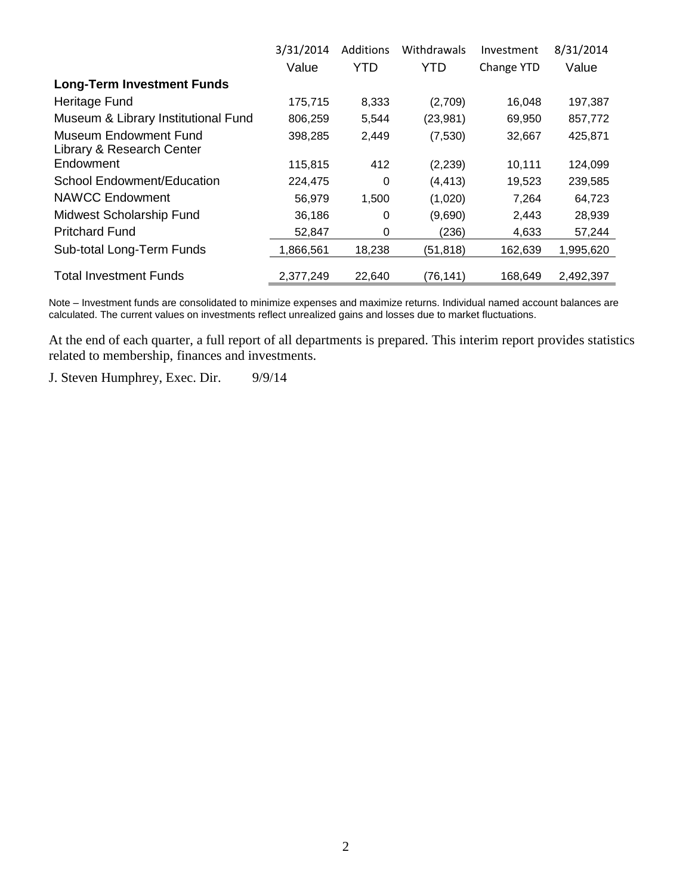| | 3/31/2014 Value | Additions YTD | Withdrawals YTD | Investment Change YTD | 8/31/2014 Value |
|---|---|---|---|---|---|
| **Long-Term Investment Funds** | | | | | |
| Heritage Fund | 175,715 | 8,333 | (2,709) | 16,048 | 197,387 |
| Museum & Library Institutional Fund | 806,259 | 5,544 | (23,981) | 69,950 | 857,772 |
| Museum Endowment Fund | 398,285 | 2,449 | (7,530) | 32,667 | 425,871 |
| Library & Research Center Endowment | 115,815 | 412 | (2,239) | 10,111 | 124,099 |
| School Endowment/Education | 224,475 | 0 | (4,413) | 19,523 | 239,585 |
| NAWCC Endowment | 56,979 | 1,500 | (1,020) | 7,264 | 64,723 |
| Midwest Scholarship Fund | 36,186 | 0 | (9,690) | 2,443 | 28,939 |
| Pritchard Fund | 52,847 | 0 | (236) | 4,633 | 57,244 |
| Sub-total Long-Term Funds | 1,866,561 | 18,238 | (51,818) | 162,639 | 1,995,620 |
| Total Investment Funds | 2,377,249 | 22,640 | (76,141) | 168,649 | 2,492,397 |

Note – Investment funds are consolidated to minimize expenses and maximize returns. Individual named account balances are calculated. The current values on investments reflect unrealized gains and losses due to market fluctuations.

At the end of each quarter, a full report of all departments is prepared. This interim report provides statistics related to membership, finances and investments.

J. Steven Humphrey, Exec. Dir. 9/9/14